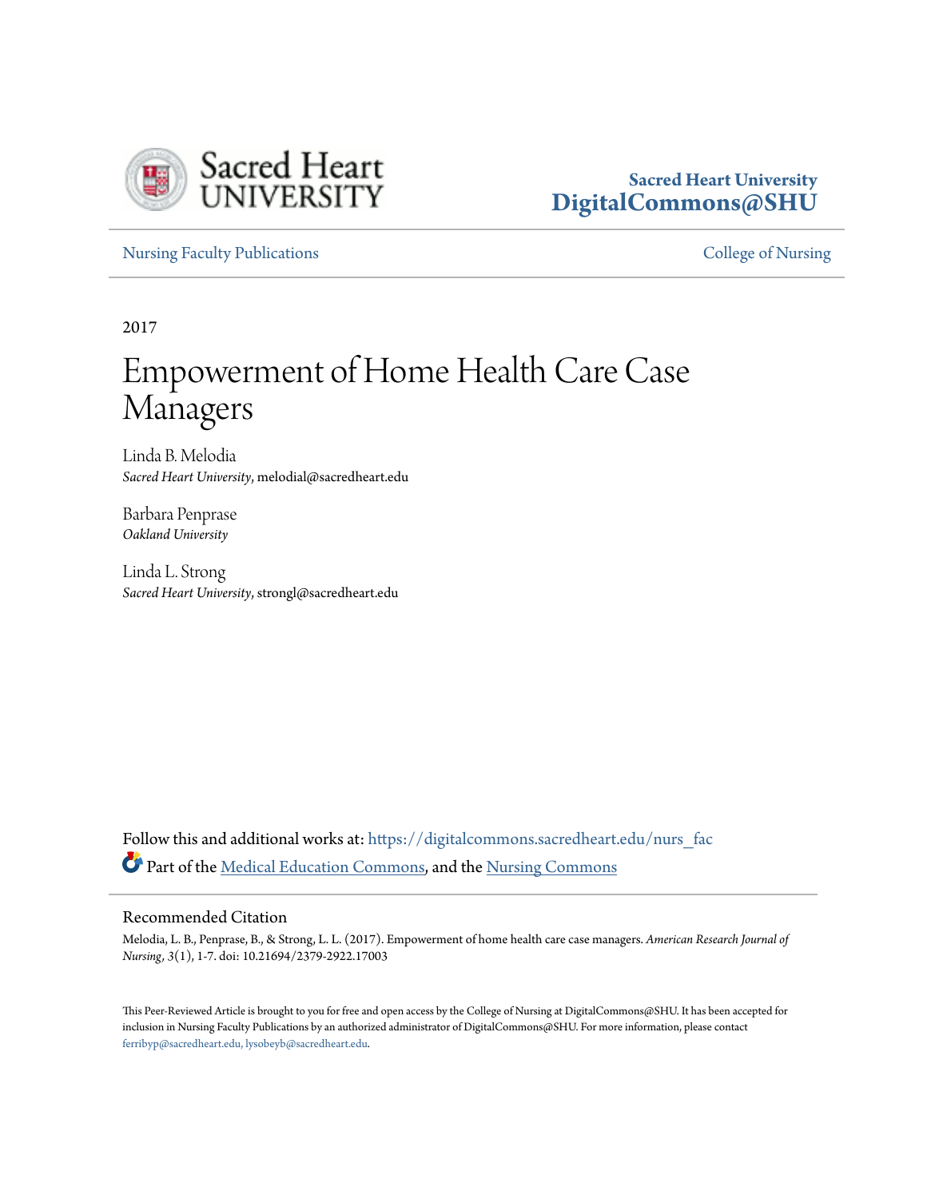Sacred Heart University
**DigitalCommons@SHU**

Nursing Faculty Publications | College of Nursing

2017

# Empowerment of Home Health Care Case Managers

Linda B. Melodia
*Sacred Heart University*, melodial@sacredheart.edu

Barbara Penprase
*Oakland University*

Linda L. Strong
*Sacred Heart University*, strongl@sacredheart.edu

Follow this and additional works at: https://digitalcommons.sacredheart.edu/nurs_fac

Part of the Medical Education Commons, and the Nursing Commons

## Recommended Citation

Melodia, L. B., Penprase, B., & Strong, L. L. (2017). Empowerment of home health care case managers. *American Research Journal of Nursing, 3*(1), 1-7. doi: 10.21694/2379-2922.17003

This Peer-Reviewed Article is brought to you for free and open access by the College of Nursing at DigitalCommons@SHU. It has been accepted for inclusion in Nursing Faculty Publications by an authorized administrator of DigitalCommons@SHU. For more information, please contact ferribyp@sacredheart.edu, lysobeyb@sacredheart.edu.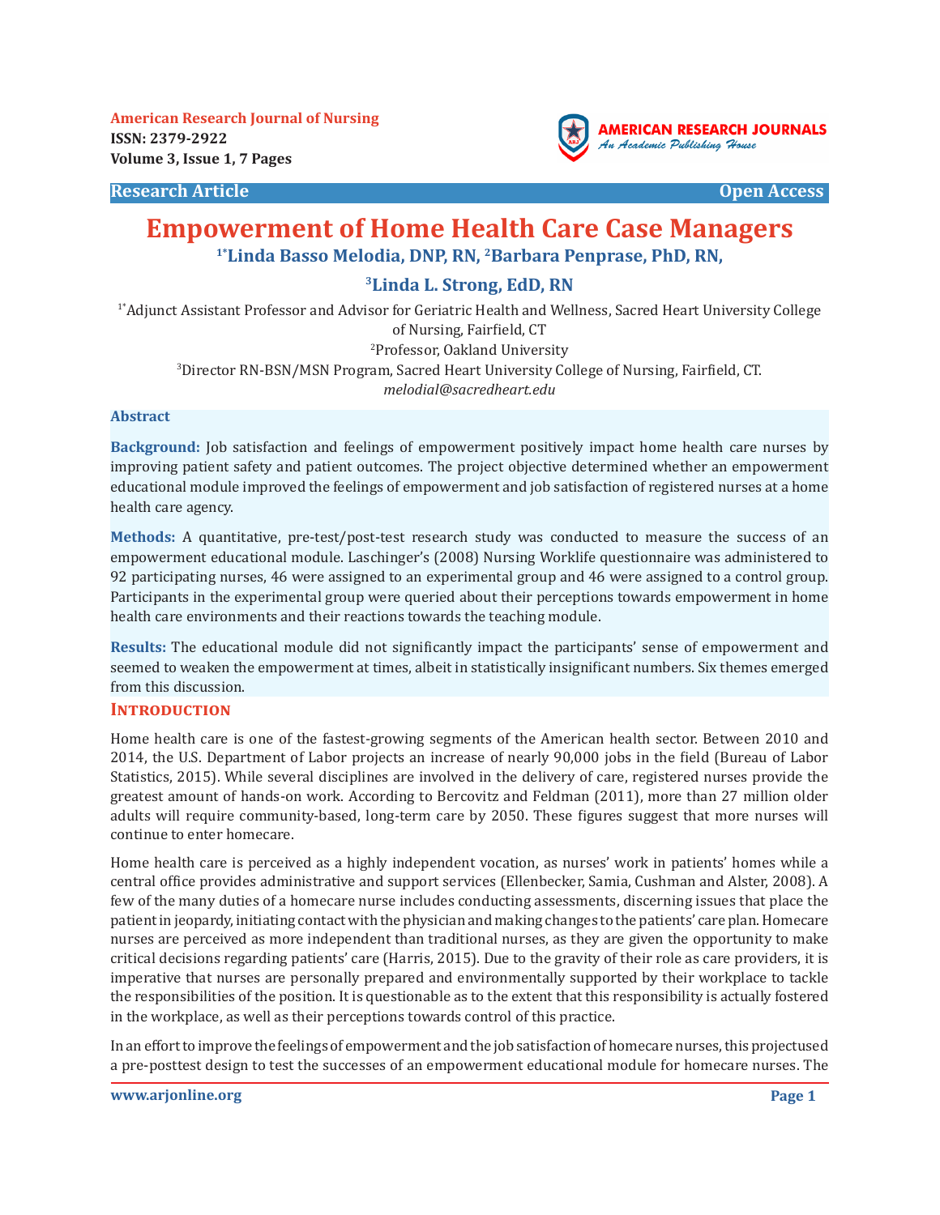# Empowerment of Home Health Care Case Managers

**[1*]Linda Basso Melodia, DNP, RN, [2]Barbara Penprase, PhD, RN,**

**[3]Linda L. Strong, EdD, RN**

[1*]Adjunct Assistant Professor and Advisor for Geriatric Health and Wellness, Sacred Heart University College of Nursing, Fairfield, CT

[2]Professor, Oakland University

[3]Director RN-BSN/MSN Program, Sacred Heart University College of Nursing, Fairfield, CT.

*melodial@sacredheart.edu*

### Abstract

**Background:** Job satisfaction and feelings of empowerment positively impact home health care nurses by improving patient safety and patient outcomes. The project objective determined whether an empowerment educational module improved the feelings of empowerment and job satisfaction of registered nurses at a home health care agency.

**Methods:** A quantitative, pre-test/post-test research study was conducted to measure the success of an empowerment educational module. Laschinger's (2008) Nursing Worklife questionnaire was administered to 92 participating nurses, 46 were assigned to an experimental group and 46 were assigned to a control group. Participants in the experimental group were queried about their perceptions towards empowerment in home health care environments and their reactions towards the teaching module.

**Results:** The educational module did not significantly impact the participants' sense of empowerment and seemed to weaken the empowerment at times, albeit in statistically insignificant numbers. Six themes emerged from this discussion.

## Introduction

Home health care is one of the fastest-growing segments of the American health sector. Between 2010 and 2014, the U.S. Department of Labor projects an increase of nearly 90,000 jobs in the field (Bureau of Labor Statistics, 2015). While several disciplines are involved in the delivery of care, registered nurses provide the greatest amount of hands-on work. According to Bercovitz and Feldman (2011), more than 27 million older adults will require community-based, long-term care by 2050. These figures suggest that more nurses will continue to enter homecare.

Home health care is perceived as a highly independent vocation, as nurses' work in patients' homes while a central office provides administrative and support services (Ellenbecker, Samia, Cushman and Alster, 2008). A few of the many duties of a homecare nurse includes conducting assessments, discerning issues that place the patient in jeopardy, initiating contact with the physician and making changes to the patients' care plan. Homecare nurses are perceived as more independent than traditional nurses, as they are given the opportunity to make critical decisions regarding patients' care (Harris, 2015). Due to the gravity of their role as care providers, it is imperative that nurses are personally prepared and environmentally supported by their workplace to tackle the responsibilities of the position. It is questionable as to the extent that this responsibility is actually fostered in the workplace, as well as their perceptions towards control of this practice.

In an effort to improve the feelings of empowerment and the job satisfaction of homecare nurses, this projectused a pre-posttest design to test the successes of an empowerment educational module for homecare nurses. The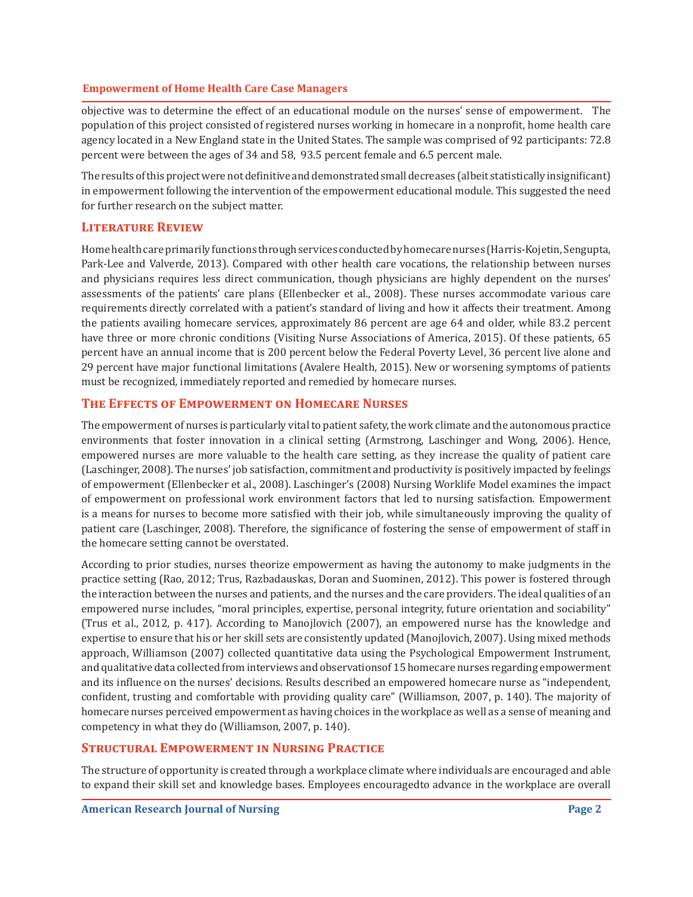objective was to determine the effect of an educational module on the nurses' sense of empowerment. The population of this project consisted of registered nurses working in homecare in a nonprofit, home health care agency located in a New England state in the United States. The sample was comprised of 92 participants: 72.8 percent were between the ages of 34 and 58, 93.5 percent female and 6.5 percent male.

The results of this project were not definitive and demonstrated small decreases (albeit statistically insignificant) in empowerment following the intervention of the empowerment educational module. This suggested the need for further research on the subject matter.

## Literature Review

Home health care primarily functions through services conducted by homecare nurses (Harris-Kojetin, Sengupta, Park-Lee and Valverde, 2013). Compared with other health care vocations, the relationship between nurses and physicians requires less direct communication, though physicians are highly dependent on the nurses' assessments of the patients' care plans (Ellenbecker et al., 2008). These nurses accommodate various care requirements directly correlated with a patient's standard of living and how it affects their treatment. Among the patients availing homecare services, approximately 86 percent are age 64 and older, while 83.2 percent have three or more chronic conditions (Visiting Nurse Associations of America, 2015). Of these patients, 65 percent have an annual income that is 200 percent below the Federal Poverty Level, 36 percent live alone and 29 percent have major functional limitations (Avalere Health, 2015). New or worsening symptoms of patients must be recognized, immediately reported and remedied by homecare nurses.

## The Effects of Empowerment on Homecare Nurses

The empowerment of nurses is particularly vital to patient safety, the work climate and the autonomous practice environments that foster innovation in a clinical setting (Armstrong, Laschinger and Wong, 2006). Hence, empowered nurses are more valuable to the health care setting, as they increase the quality of patient care (Laschinger, 2008). The nurses' job satisfaction, commitment and productivity is positively impacted by feelings of empowerment (Ellenbecker et al., 2008). Laschinger's (2008) Nursing Worklife Model examines the impact of empowerment on professional work environment factors that led to nursing satisfaction. Empowerment is a means for nurses to become more satisfied with their job, while simultaneously improving the quality of patient care (Laschinger, 2008). Therefore, the significance of fostering the sense of empowerment of staff in the homecare setting cannot be overstated.

According to prior studies, nurses theorize empowerment as having the autonomy to make judgments in the practice setting (Rao, 2012; Trus, Razbadauskas, Doran and Suominen, 2012). This power is fostered through the interaction between the nurses and patients, and the nurses and the care providers. The ideal qualities of an empowered nurse includes, "moral principles, expertise, personal integrity, future orientation and sociability" (Trus et al., 2012, p. 417). According to Manojlovich (2007), an empowered nurse has the knowledge and expertise to ensure that his or her skill sets are consistently updated (Manojlovich, 2007). Using mixed methods approach, Williamson (2007) collected quantitative data using the Psychological Empowerment Instrument, and qualitative data collected from interviews and observationsof 15 homecare nurses regarding empowerment and its influence on the nurses' decisions. Results described an empowered homecare nurse as "independent, confident, trusting and comfortable with providing quality care" (Williamson, 2007, p. 140). The majority of homecare nurses perceived empowerment as having choices in the workplace as well as a sense of meaning and competency in what they do (Williamson, 2007, p. 140).

## Structural Empowerment in Nursing Practice

The structure of opportunity is created through a workplace climate where individuals are encouraged and able to expand their skill set and knowledge bases. Employees encouragedto advance in the workplace are overall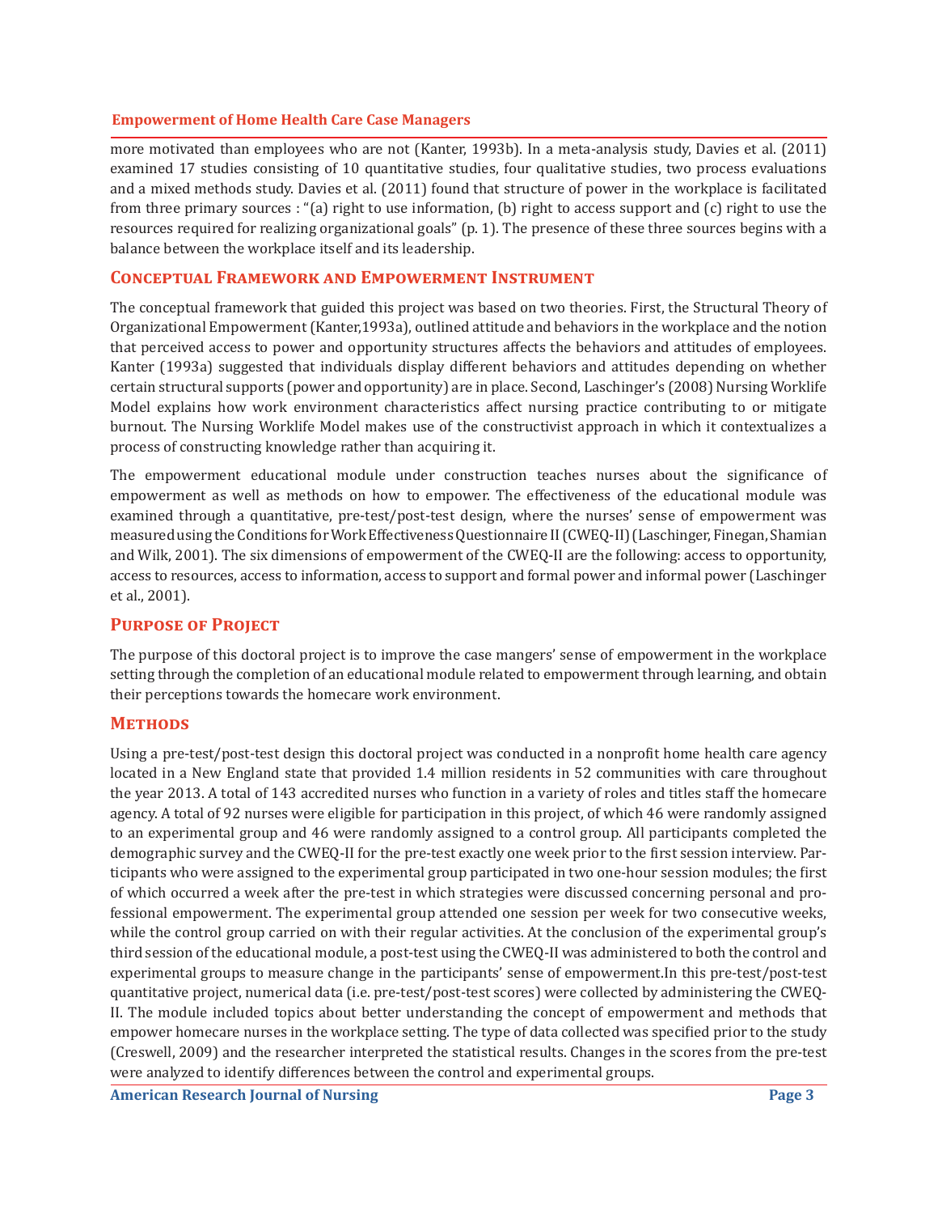more motivated than employees who are not (Kanter, 1993b). In a meta-analysis study, Davies et al. (2011) examined 17 studies consisting of 10 quantitative studies, four qualitative studies, two process evaluations and a mixed methods study. Davies et al. (2011) found that structure of power in the workplace is facilitated from three primary sources : "(a) right to use information, (b) right to access support and (c) right to use the resources required for realizing organizational goals" (p. 1). The presence of these three sources begins with a balance between the workplace itself and its leadership.

## Conceptual Framework and Empowerment Instrument

The conceptual framework that guided this project was based on two theories. First, the Structural Theory of Organizational Empowerment (Kanter,1993a), outlined attitude and behaviors in the workplace and the notion that perceived access to power and opportunity structures affects the behaviors and attitudes of employees. Kanter (1993a) suggested that individuals display different behaviors and attitudes depending on whether certain structural supports (power and opportunity) are in place. Second, Laschinger's (2008) Nursing Worklife Model explains how work environment characteristics affect nursing practice contributing to or mitigate burnout. The Nursing Worklife Model makes use of the constructivist approach in which it contextualizes a process of constructing knowledge rather than acquiring it.

The empowerment educational module under construction teaches nurses about the significance of empowerment as well as methods on how to empower. The effectiveness of the educational module was examined through a quantitative, pre-test/post-test design, where the nurses' sense of empowerment was measured using the Conditions for Work Effectiveness Questionnaire II (CWEQ-II) (Laschinger, Finegan, Shamian and Wilk, 2001). The six dimensions of empowerment of the CWEQ-II are the following: access to opportunity, access to resources, access to information, access to support and formal power and informal power (Laschinger et al., 2001).

## Purpose of Project

The purpose of this doctoral project is to improve the case mangers' sense of empowerment in the workplace setting through the completion of an educational module related to empowerment through learning, and obtain their perceptions towards the homecare work environment.

## Methods

Using a pre-test/post-test design this doctoral project was conducted in a nonprofit home health care agency located in a New England state that provided 1.4 million residents in 52 communities with care throughout the year 2013. A total of 143 accredited nurses who function in a variety of roles and titles staff the homecare agency. A total of 92 nurses were eligible for participation in this project, of which 46 were randomly assigned to an experimental group and 46 were randomly assigned to a control group. All participants completed the demographic survey and the CWEQ-II for the pre-test exactly one week prior to the first session interview. Participants who were assigned to the experimental group participated in two one-hour session modules; the first of which occurred a week after the pre-test in which strategies were discussed concerning personal and professional empowerment. The experimental group attended one session per week for two consecutive weeks, while the control group carried on with their regular activities. At the conclusion of the experimental group's third session of the educational module, a post-test using the CWEQ-II was administered to both the control and experimental groups to measure change in the participants' sense of empowerment.In this pre-test/post-test quantitative project, numerical data (i.e. pre-test/post-test scores) were collected by administering the CWEQ-II. The module included topics about better understanding the concept of empowerment and methods that empower homecare nurses in the workplace setting. The type of data collected was specified prior to the study (Creswell, 2009) and the researcher interpreted the statistical results. Changes in the scores from the pre-test were analyzed to identify differences between the control and experimental groups.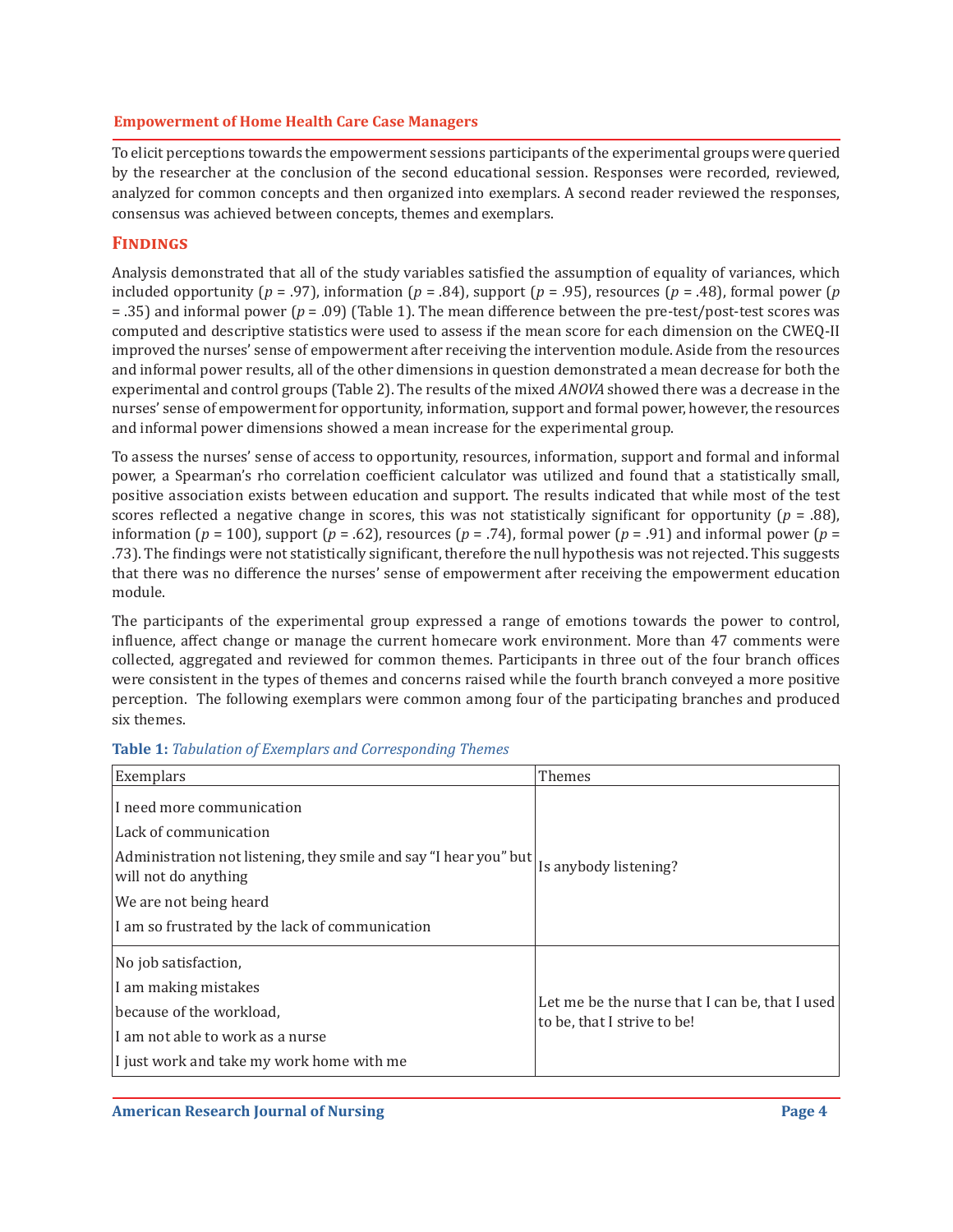To elicit perceptions towards the empowerment sessions participants of the experimental groups were queried by the researcher at the conclusion of the second educational session. Responses were recorded, reviewed, analyzed for common concepts and then organized into exemplars. A second reader reviewed the responses, consensus was achieved between concepts, themes and exemplars.

## Findings

Analysis demonstrated that all of the study variables satisfied the assumption of equality of variances, which included opportunity ($p$ = .97), information ($p$ = .84), support ($p$ = .95), resources ($p$ = .48), formal power ($p$ = .35) and informal power ($p$ = .09) (Table 1). The mean difference between the pre-test/post-test scores was computed and descriptive statistics were used to assess if the mean score for each dimension on the CWEQ-II improved the nurses' sense of empowerment after receiving the intervention module. Aside from the resources and informal power results, all of the other dimensions in question demonstrated a mean decrease for both the experimental and control groups (Table 2). The results of the mixed *ANOVA* showed there was a decrease in the nurses' sense of empowerment for opportunity, information, support and formal power, however, the resources and informal power dimensions showed a mean increase for the experimental group.

To assess the nurses' sense of access to opportunity, resources, information, support and formal and informal power, a Spearman's rho correlation coefficient calculator was utilized and found that a statistically small, positive association exists between education and support. The results indicated that while most of the test scores reflected a negative change in scores, this was not statistically significant for opportunity ($p$ = .88), information ($p$ = 100), support ($p$ = .62), resources ($p$ = .74), formal power ($p$ = .91) and informal power ($p$ = .73). The findings were not statistically significant, therefore the null hypothesis was not rejected. This suggests that there was no difference the nurses' sense of empowerment after receiving the empowerment education module.

The participants of the experimental group expressed a range of emotions towards the power to control, influence, affect change or manage the current homecare work environment. More than 47 comments were collected, aggregated and reviewed for common themes. Participants in three out of the four branch offices were consistent in the types of themes and concerns raised while the fourth branch conveyed a more positive perception. The following exemplars were common among four of the participating branches and produced six themes.

**Table 1:** *Tabulation of Exemplars and Corresponding Themes*

| Exemplars | Themes |
|---|---|
| I need more communication<br>Lack of communication<br>Administration not listening, they smile and say "I hear you" but will not do anything<br>We are not being heard<br>I am so frustrated by the lack of communication | Is anybody listening? |
| No job satisfaction,<br>I am making mistakes<br>because of the workload,<br>I am not able to work as a nurse<br>I just work and take my work home with me | Let me be the nurse that I can be, that I used to be, that I strive to be! |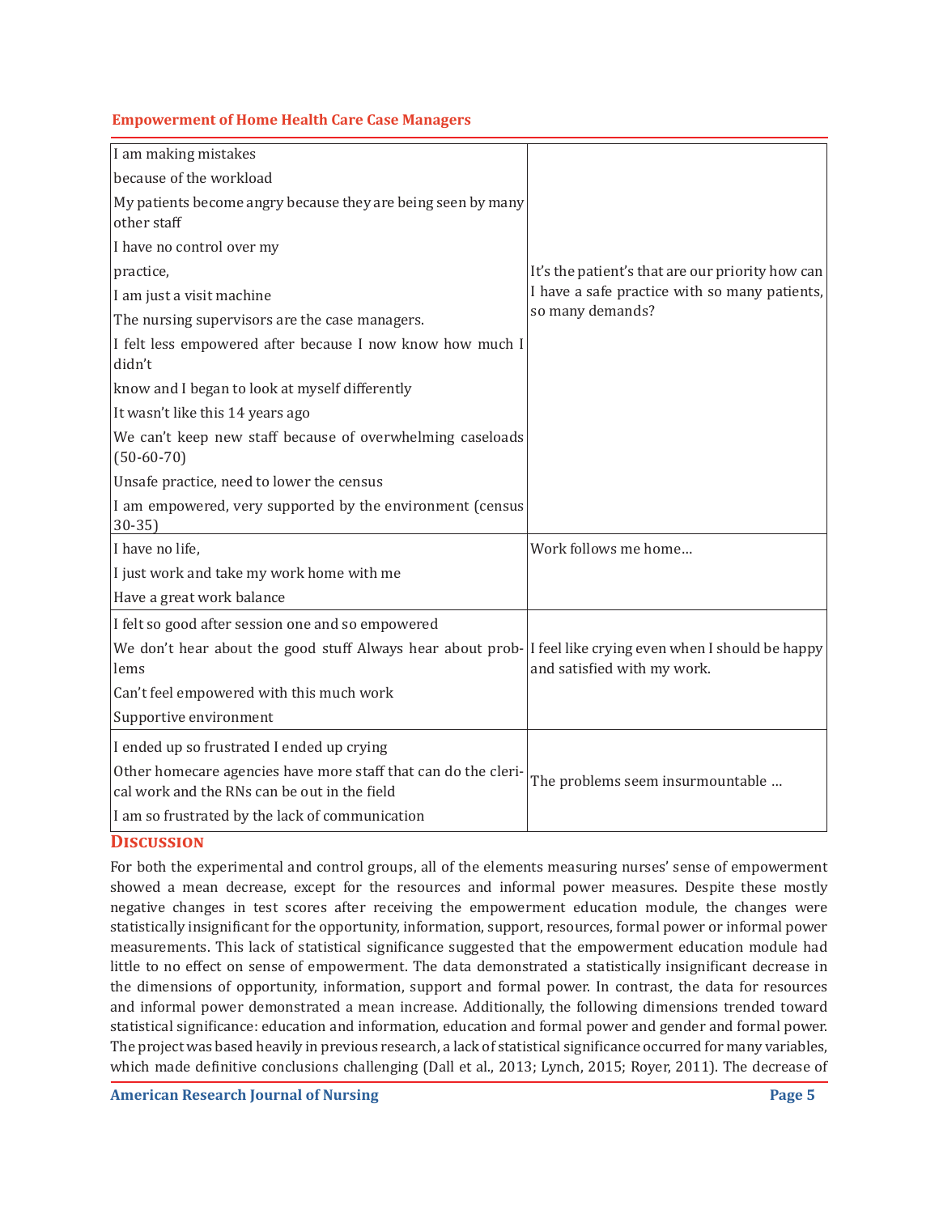| | |
|---|---|
| I am making mistakes<br>because of the workload<br>My patients become angry because they are being seen by many other staff<br>I have no control over my<br>practice,<br>I am just a visit machine<br>The nursing supervisors are the case managers.<br>I felt less empowered after because I now know how much I didn't<br>know and I began to look at myself differently<br>It wasn't like this 14 years ago<br>We can't keep new staff because of overwhelming caseloads (50-60-70)<br>Unsafe practice, need to lower the census<br>I am empowered, very supported by the environment (census 30-35) | It's the patient's that are our priority how can I have a safe practice with so many patients, so many demands? |
| I have no life,<br>I just work and take my work home with me<br>Have a great work balance | Work follows me home… |
| I felt so good after session one and so empowered<br>We don't hear about the good stuff Always hear about problems<br>Can't feel empowered with this much work<br>Supportive environment | I feel like crying even when I should be happy and satisfied with my work. |
| I ended up so frustrated I ended up crying<br>Other homecare agencies have more staff that can do the clerical work and the RNs can be out in the field<br>I am so frustrated by the lack of communication | The problems seem insurmountable … |

## Discussion

For both the experimental and control groups, all of the elements measuring nurses' sense of empowerment showed a mean decrease, except for the resources and informal power measures. Despite these mostly negative changes in test scores after receiving the empowerment education module, the changes were statistically insignificant for the opportunity, information, support, resources, formal power or informal power measurements. This lack of statistical significance suggested that the empowerment education module had little to no effect on sense of empowerment. The data demonstrated a statistically insignificant decrease in the dimensions of opportunity, information, support and formal power. In contrast, the data for resources and informal power demonstrated a mean increase. Additionally, the following dimensions trended toward statistical significance: education and information, education and formal power and gender and formal power. The project was based heavily in previous research, a lack of statistical significance occurred for many variables, which made definitive conclusions challenging (Dall et al., 2013; Lynch, 2015; Royer, 2011). The decrease of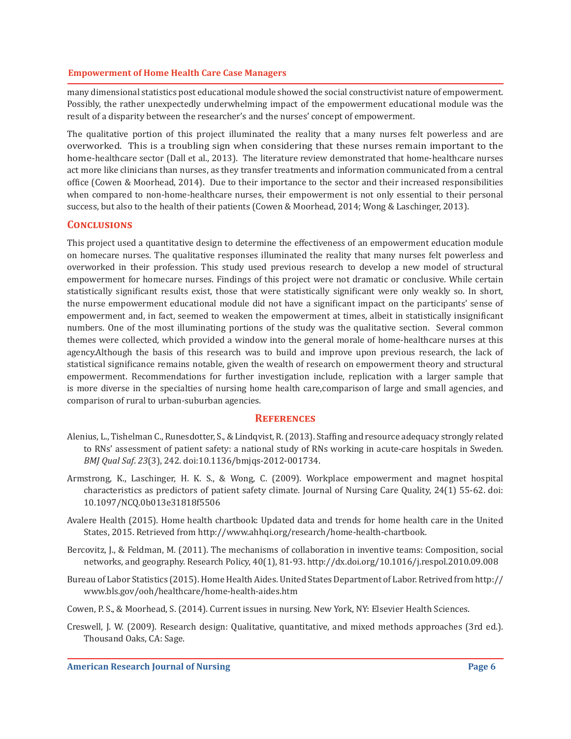many dimensional statistics post educational module showed the social constructivist nature of empowerment. Possibly, the rather unexpectedly underwhelming impact of the empowerment educational module was the result of a disparity between the researcher's and the nurses' concept of empowerment.

The qualitative portion of this project illuminated the reality that a many nurses felt powerless and are overworked. This is a troubling sign when considering that these nurses remain important to the home-healthcare sector (Dall et al., 2013). The literature review demonstrated that home-healthcare nurses act more like clinicians than nurses, as they transfer treatments and information communicated from a central office (Cowen & Moorhead, 2014). Due to their importance to the sector and their increased responsibilities when compared to non-home-healthcare nurses, their empowerment is not only essential to their personal success, but also to the health of their patients (Cowen & Moorhead, 2014; Wong & Laschinger, 2013).

## Conclusions

This project used a quantitative design to determine the effectiveness of an empowerment education module on homecare nurses. The qualitative responses illuminated the reality that many nurses felt powerless and overworked in their profession. This study used previous research to develop a new model of structural empowerment for homecare nurses. Findings of this project were not dramatic or conclusive. While certain statistically significant results exist, those that were statistically significant were only weakly so. In short, the nurse empowerment educational module did not have a significant impact on the participants' sense of empowerment and, in fact, seemed to weaken the empowerment at times, albeit in statistically insignificant numbers. One of the most illuminating portions of the study was the qualitative section. Several common themes were collected, which provided a window into the general morale of home-healthcare nurses at this agency.Although the basis of this research was to build and improve upon previous research, the lack of statistical significance remains notable, given the wealth of research on empowerment theory and structural empowerment. Recommendations for further investigation include, replication with a larger sample that is more diverse in the specialties of nursing home health care,comparison of large and small agencies, and comparison of rural to urban-suburban agencies.

## References

Alenius, L., Tishelman C., Runesdotter, S., & Lindqvist, R. (2013). Staffing and resource adequacy strongly related to RNs' assessment of patient safety: a national study of RNs working in acute-care hospitals in Sweden. *BMJ Qual Saf*. *23*(3), 242. doi:10.1136/bmjqs-2012-001734.

Armstrong, K., Laschinger, H. K. S., & Wong, C. (2009). Workplace empowerment and magnet hospital characteristics as predictors of patient safety climate. Journal of Nursing Care Quality, 24(1) 55-62. doi: 10.1097/NCQ.0b013e31818f5506

Avalere Health (2015). Home health chartbook: Updated data and trends for home health care in the United States, 2015. Retrieved from http://www.ahhqi.org/research/home-health-chartbook.

Bercovitz, J., & Feldman, M. (2011). The mechanisms of collaboration in inventive teams: Composition, social networks, and geography. Research Policy, 40(1), 81-93. http://dx.doi.org/10.1016/j.respol.2010.09.008

Bureau of Labor Statistics (2015). Home Health Aides. United States Department of Labor. Retrived from http://www.bls.gov/ooh/healthcare/home-health-aides.htm

Cowen, P. S., & Moorhead, S. (2014). Current issues in nursing. New York, NY: Elsevier Health Sciences.

Creswell, J. W. (2009). Research design: Qualitative, quantitative, and mixed methods approaches (3rd ed.). Thousand Oaks, CA: Sage.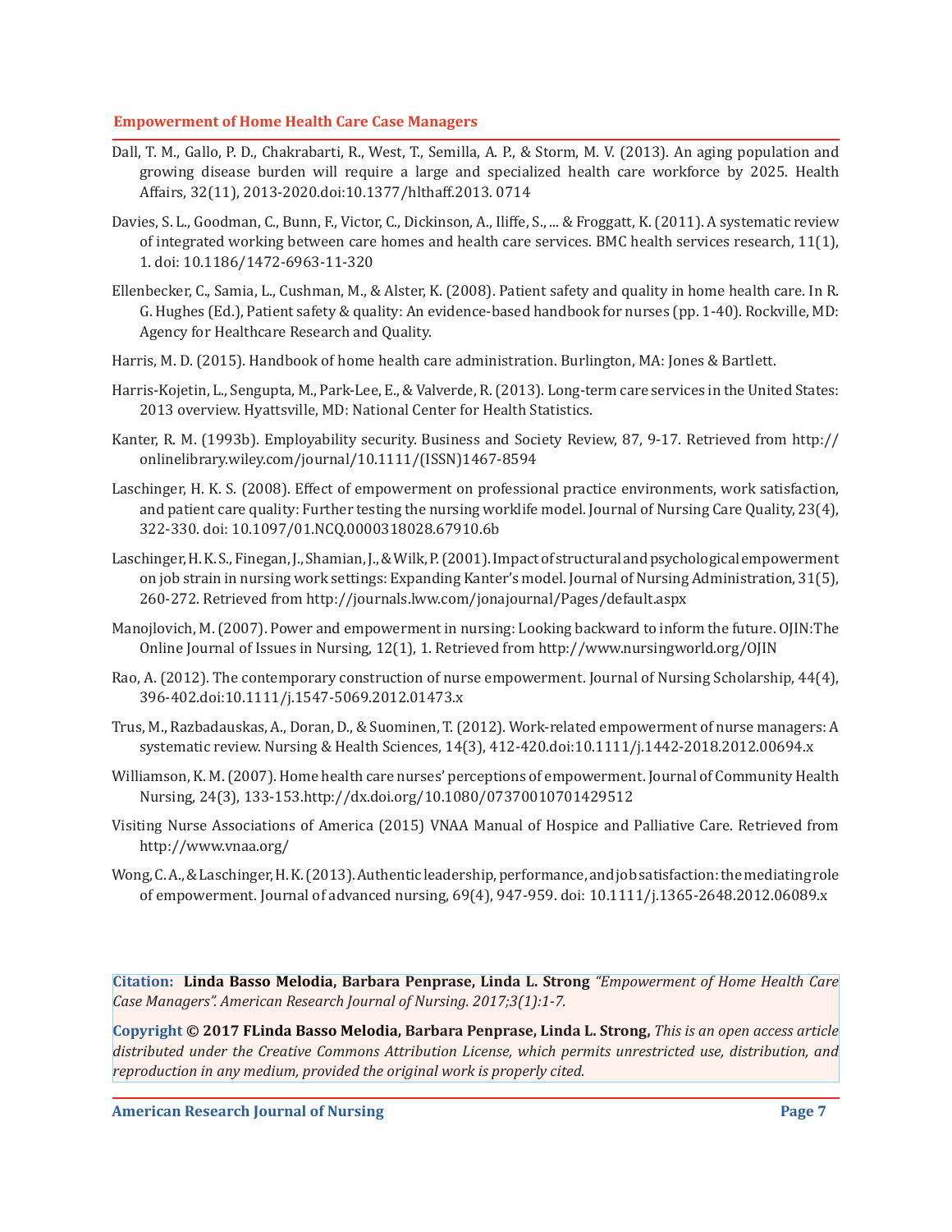Dall, T. M., Gallo, P. D., Chakrabarti, R., West, T., Semilla, A. P., & Storm, M. V. (2013). An aging population and growing disease burden will require a large and specialized health care workforce by 2025. Health Affairs, 32(11), 2013-2020.doi:10.1377/hlthaff.2013. 0714

Davies, S. L., Goodman, C., Bunn, F., Victor, C., Dickinson, A., Iliffe, S., ... & Froggatt, K. (2011). A systematic review of integrated working between care homes and health care services. BMC health services research, 11(1), 1. doi: 10.1186/1472-6963-11-320

Ellenbecker, C., Samia, L., Cushman, M., & Alster, K. (2008). Patient safety and quality in home health care. In R. G. Hughes (Ed.), Patient safety & quality: An evidence-based handbook for nurses (pp. 1-40). Rockville, MD: Agency for Healthcare Research and Quality.

Harris, M. D. (2015). Handbook of home health care administration. Burlington, MA: Jones & Bartlett.

Harris-Kojetin, L., Sengupta, M., Park-Lee, E., & Valverde, R. (2013). Long-term care services in the United States: 2013 overview. Hyattsville, MD: National Center for Health Statistics.

Kanter, R. M. (1993b). Employability security. Business and Society Review, 87, 9-17. Retrieved from http://onlinelibrary.wiley.com/journal/10.1111/(ISSN)1467-8594

Laschinger, H. K. S. (2008). Effect of empowerment on professional practice environments, work satisfaction, and patient care quality: Further testing the nursing worklife model. Journal of Nursing Care Quality, 23(4), 322-330. doi: 10.1097/01.NCQ.0000318028.67910.6b

Laschinger, H. K. S., Finegan, J., Shamian, J., & Wilk, P. (2001). Impact of structural and psychological empowerment on job strain in nursing work settings: Expanding Kanter's model. Journal of Nursing Administration, 31(5), 260-272. Retrieved from http://journals.lww.com/jonajournal/Pages/default.aspx

Manojlovich, M. (2007). Power and empowerment in nursing: Looking backward to inform the future. OJIN:The Online Journal of Issues in Nursing, 12(1), 1. Retrieved from http://www.nursingworld.org/OJIN

Rao, A. (2012). The contemporary construction of nurse empowerment. Journal of Nursing Scholarship, 44(4), 396-402.doi:10.1111/j.1547-5069.2012.01473.x

Trus, M., Razbadauskas, A., Doran, D., & Suominen, T. (2012). Work-related empowerment of nurse managers: A systematic review. Nursing & Health Sciences, 14(3), 412-420.doi:10.1111/j.1442-2018.2012.00694.x

Williamson, K. M. (2007). Home health care nurses' perceptions of empowerment. Journal of Community Health Nursing, 24(3), 133-153.http://dx.doi.org/10.1080/07370010701429512

Visiting Nurse Associations of America (2015) VNAA Manual of Hospice and Palliative Care. Retrieved from http://www.vnaa.org/

Wong, C. A., & Laschinger, H. K. (2013). Authentic leadership, performance, and job satisfaction: the mediating role of empowerment. Journal of advanced nursing, 69(4), 947-959. doi: 10.1111/j.1365-2648.2012.06089.x

**Citation: Linda Basso Melodia, Barbara Penprase, Linda L. Strong** *"Empowerment of Home Health Care Case Managers". American Research Journal of Nursing. 2017;3(1):1-7.*

**Copyright © 2017 FLinda Basso Melodia, Barbara Penprase, Linda L. Strong,** *This is an open access article distributed under the Creative Commons Attribution License, which permits unrestricted use, distribution, and reproduction in any medium, provided the original work is properly cited.*